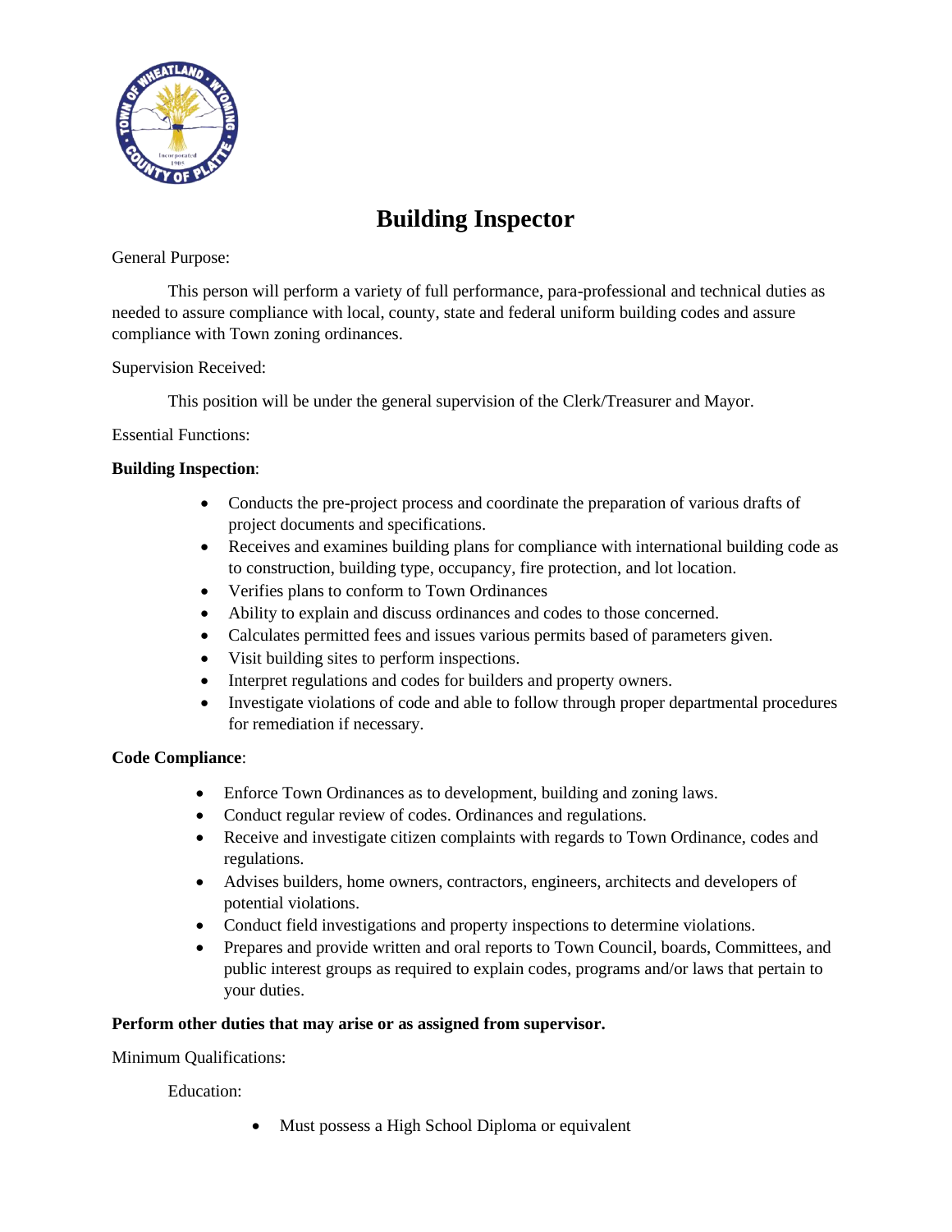# Building Inspector

General Purpose:

This person will perform a variety of full performance, para-professional and technical duties as needed to assure compliance with local, county, state and federal uniform building codes and assure compliance with Town zoning ordinances.

Supervision Received:

This position will be under the general supervision of the Clerk/Treasurer and Mayor.

Essential Functions:

**Building Inspection**:

- Conducts the pre-project process and coordinate the preparation of various drafts of project documents and specifications.
- Receives and examines building plans for compliance with international building code as to construction, building type, occupancy, fire protection, and lot location.
- Verifies plans to conform to Town Ordinances
- Ability to explain and discuss ordinances and codes to those concerned.
- Calculates permitted fees and issues various permits based of parameters given.
- Visit building sites to perform inspections.
- Interpret regulations and codes for builders and property owners.
- Investigate violations of code and able to follow through proper departmental procedures for remediation if necessary.

**Code Compliance**:

- Enforce Town Ordinances as to development, building and zoning laws.
- Conduct regular review of codes. Ordinances and regulations.
- Receive and investigate citizen complaints with regards to Town Ordinance, codes and regulations.
- Advises builders, home owners, contractors, engineers, architects and developers of potential violations.
- Conduct field investigations and property inspections to determine violations.
- Prepares and provide written and oral reports to Town Council, boards, Committees, and public interest groups as required to explain codes, programs and/or laws that pertain to your duties.

**Perform other duties that may arise or as assigned from supervisor.**

Minimum Qualifications:

Education:

- Must possess a High School Diploma or equivalent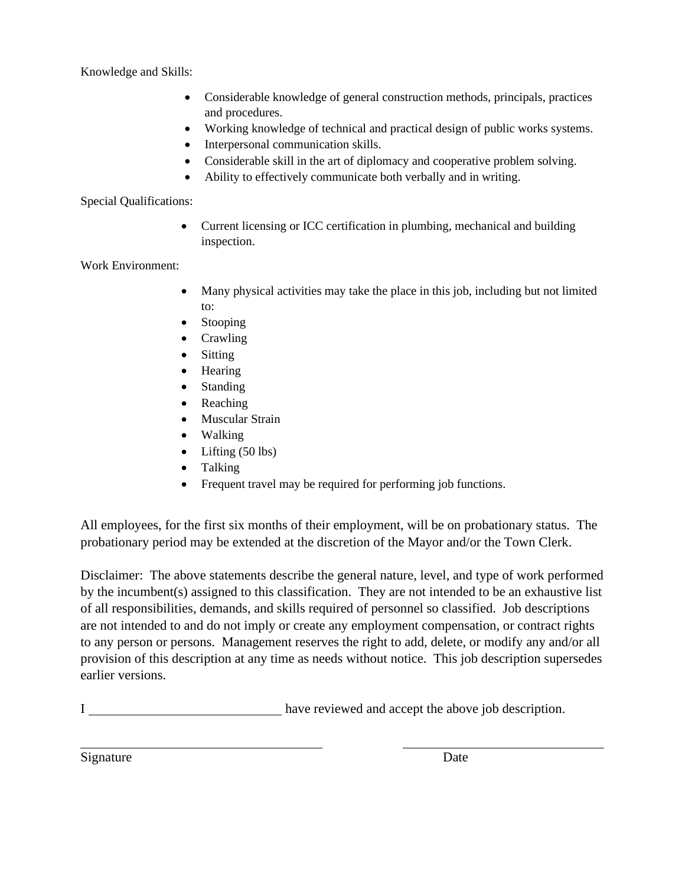Knowledge and Skills:

- Considerable knowledge of general construction methods, principals, practices and procedures.
- Working knowledge of technical and practical design of public works systems.
- Interpersonal communication skills.
- Considerable skill in the art of diplomacy and cooperative problem solving.
- Ability to effectively communicate both verbally and in writing.

Special Qualifications:

- Current licensing or ICC certification in plumbing, mechanical and building inspection.

Work Environment:

- Many physical activities may take the place in this job, including but not limited to:
- Stooping
- Crawling
- Sitting
- Hearing
- Standing
- Reaching
- Muscular Strain
- Walking
- Lifting (50 lbs)
- Talking
- Frequent travel may be required for performing job functions.

All employees, for the first six months of their employment, will be on probationary status. The probationary period may be extended at the discretion of the Mayor and/or the Town Clerk.

Disclaimer: The above statements describe the general nature, level, and type of work performed by the incumbent(s) assigned to this classification. They are not intended to be an exhaustive list of all responsibilities, demands, and skills required of personnel so classified. Job descriptions are not intended to and do not imply or create any employment compensation, or contract rights to any person or persons. Management reserves the right to add, delete, or modify any and/or all provision of this description at any time as needs without notice. This job description supersedes earlier versions.

I ____________________________ have reviewed and accept the above job description.

_________________________________ _____________________________

Signature Date